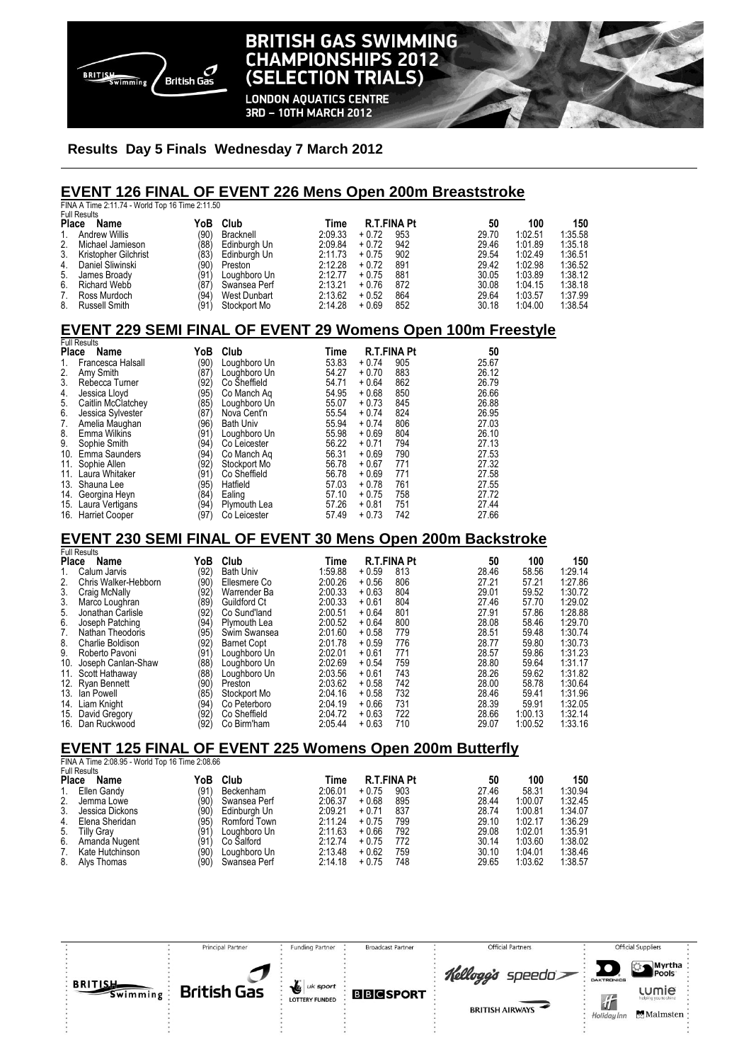# BRITISH GAS SWIMMING CHAMPIONSHIPS 2012 (SELECTION TRIALS)

LONDON AQUATICS CENTRE
3RD – 10TH MARCH 2012

**Results Day 5 Finals Wednesday 7 March 2012**

## EVENT 126 FINAL OF EVENT 226 Mens Open 200m Breaststroke

FINA A Time 2:11.74 - World Top 16 Time 2:11.50

Full Results

| Place | Name | YoB | Club | Time | R.T. | FINA Pt | 50 | 100 | 150 |
|---|---|---|---|---|---|---|---|---|---|
| 1. | Andrew Willis | (90) | Bracknell | 2:09.33 | + 0.72 | 953 | 29.70 | 1:02.51 | 1:35.58 |
| 2. | Michael Jamieson | (88) | Edinburgh Un | 2:09.84 | + 0.72 | 942 | 29.46 | 1:01.89 | 1:35.18 |
| 3. | Kristopher Gilchrist | (83) | Edinburgh Un | 2:11.73 | + 0.75 | 902 | 29.54 | 1:02.49 | 1:36.51 |
| 4. | Daniel Sliwinski | (90) | Preston | 2:12.28 | + 0.72 | 891 | 29.42 | 1:02.98 | 1:36.52 |
| 5. | James Broady | (91) | Loughboro Un | 2:12.77 | + 0.75 | 881 | 30.05 | 1:03.89 | 1:38.12 |
| 6. | Richard Webb | (87) | Swansea Perf | 2:13.21 | + 0.76 | 872 | 30.08 | 1:04.15 | 1:38.18 |
| 7. | Ross Murdoch | (94) | West Dunbart | 2:13.62 | + 0.52 | 864 | 29.64 | 1:03.57 | 1:37.99 |
| 8. | Russell Smith | (91) | Stockport Mo | 2:14.28 | + 0.69 | 852 | 30.18 | 1:04.00 | 1:38.54 |

## EVENT 229 SEMI FINAL OF EVENT 29 Womens Open 100m Freestyle

Full Results

| Place | Name | YoB | Club | Time | R.T. | FINA Pt | 50 |
|---|---|---|---|---|---|---|---|
| 1. | Francesca Halsall | (90) | Loughboro Un | 53.83 | + 0.74 | 905 | 25.67 |
| 2. | Amy Smith | (87) | Loughboro Un | 54.27 | + 0.70 | 883 | 26.12 |
| 3. | Rebecca Turner | (92) | Co Sheffield | 54.71 | + 0.64 | 862 | 26.79 |
| 4. | Jessica Lloyd | (95) | Co Manch Aq | 54.95 | + 0.68 | 850 | 26.66 |
| 5. | Caitlin McClatchey | (85) | Loughboro Un | 55.07 | + 0.73 | 845 | 26.88 |
| 6. | Jessica Sylvester | (87) | Nova Cent'n | 55.54 | + 0.74 | 824 | 26.95 |
| 7. | Amelia Maughan | (96) | Bath Univ | 55.94 | + 0.74 | 806 | 27.03 |
| 8. | Emma Wilkins | (91) | Loughboro Un | 55.98 | + 0.69 | 804 | 26.10 |
| 9. | Sophie Smith | (94) | Co Leicester | 56.22 | + 0.71 | 794 | 27.13 |
| 10. | Emma Saunders | (94) | Co Manch Aq | 56.31 | + 0.69 | 790 | 27.53 |
| 11. | Sophie Allen | (92) | Stockport Mo | 56.78 | + 0.67 | 771 | 27.32 |
| 11. | Laura Whitaker | (91) | Co Sheffield | 56.78 | + 0.69 | 771 | 27.58 |
| 13. | Shauna Lee | (95) | Hatfield | 57.03 | + 0.78 | 761 | 27.55 |
| 14. | Georgina Heyn | (84) | Ealing | 57.10 | + 0.75 | 758 | 27.72 |
| 15. | Laura Vertigans | (94) | Plymouth Lea | 57.26 | + 0.81 | 751 | 27.44 |
| 16. | Harriet Cooper | (97) | Co Leicester | 57.49 | + 0.73 | 742 | 27.66 |

## EVENT 230 SEMI FINAL OF EVENT 30 Mens Open 200m Backstroke

Full Results

| Place | Name | YoB | Club | Time | R.T. | FINA Pt | 50 | 100 | 150 |
|---|---|---|---|---|---|---|---|---|---|
| 1. | Calum Jarvis | (92) | Bath Univ | 1:59.88 | + 0.59 | 813 | 28.46 | 58.56 | 1:29.14 |
| 2. | Chris Walker-Hebborn | (90) | Ellesmere Co | 2:00.26 | + 0.56 | 806 | 27.21 | 57.21 | 1:27.86 |
| 3. | Craig McNally | (92) | Warrender Ba | 2:00.33 | + 0.63 | 804 | 29.01 | 59.52 | 1:30.72 |
| 3. | Marco Loughran | (89) | Guildford Ct | 2:00.33 | + 0.61 | 804 | 27.46 | 57.70 | 1:29.02 |
| 5. | Jonathan Carlisle | (92) | Co Sund'land | 2:00.51 | + 0.64 | 801 | 27.91 | 57.86 | 1:28.88 |
| 6. | Joseph Patching | (94) | Plymouth Lea | 2:00.52 | + 0.64 | 800 | 28.08 | 58.46 | 1:29.70 |
| 7. | Nathan Theodoris | (95) | Swim Swansea | 2:01.60 | + 0.58 | 779 | 28.51 | 59.48 | 1:30.74 |
| 8. | Charlie Boldison | (92) | Barnet Copt | 2:01.78 | + 0.59 | 776 | 28.77 | 59.80 | 1:30.73 |
| 9. | Roberto Pavoni | (91) | Loughboro Un | 2:02.01 | + 0.61 | 771 | 28.57 | 59.86 | 1:31.23 |
| 10. | Joseph Canlan-Shaw | (88) | Loughboro Un | 2:02.69 | + 0.54 | 759 | 28.80 | 59.64 | 1:31.17 |
| 11. | Scott Hathaway | (88) | Loughboro Un | 2:03.56 | + 0.61 | 743 | 28.26 | 59.62 | 1:31.82 |
| 12. | Ryan Bennett | (90) | Preston | 2:03.62 | + 0.58 | 742 | 28.00 | 58.78 | 1:30.64 |
| 13. | Ian Powell | (85) | Stockport Mo | 2:04.16 | + 0.58 | 732 | 28.46 | 59.41 | 1:31.96 |
| 14. | Liam Knight | (94) | Co Peterboro | 2:04.19 | + 0.66 | 731 | 28.39 | 59.91 | 1:32.05 |
| 15. | David Gregory | (92) | Co Sheffield | 2:04.72 | + 0.63 | 722 | 28.66 | 1:00.13 | 1:32.14 |
| 16. | Dan Ruckwood | (92) | Co Birm'ham | 2:05.44 | + 0.63 | 710 | 29.07 | 1:00.52 | 1:33.16 |

## EVENT 125 FINAL OF EVENT 225 Womens Open 200m Butterfly

FINA A Time 2:08.95 - World Top 16 Time 2:08.66

Full Results

| Place | Name | YoB | Club | Time | R.T. | FINA Pt | 50 | 100 | 150 |
|---|---|---|---|---|---|---|---|---|---|
| 1. | Ellen Gandy | (91) | Beckenham | 2:06.01 | + 0.75 | 903 | 27.46 | 58.31 | 1:30.94 |
| 2. | Jemma Lowe | (90) | Swansea Perf | 2:06.37 | + 0.68 | 895 | 28.44 | 1:00.07 | 1:32.45 |
| 3. | Jessica Dickons | (90) | Edinburgh Un | 2:09.21 | + 0.71 | 837 | 28.74 | 1:00.81 | 1:34.07 |
| 4. | Elena Sheridan | (95) | Romford Town | 2:11.24 | + 0.75 | 799 | 29.10 | 1:02.17 | 1:36.29 |
| 5. | Tilly Gray | (91) | Loughboro Un | 2:11.63 | + 0.66 | 792 | 29.08 | 1:02.01 | 1:35.91 |
| 6. | Amanda Nugent | (91) | Co Salford | 2:12.74 | + 0.75 | 772 | 30.14 | 1:03.60 | 1:38.02 |
| 7. | Kate Hutchinson | (90) | Loughboro Un | 2:13.48 | + 0.62 | 759 | 30.10 | 1:04.01 | 1:38.46 |
| 8. | Alys Thomas | (90) | Swansea Perf | 2:14.18 | + 0.75 | 748 | 29.65 | 1:03.62 | 1:38.57 |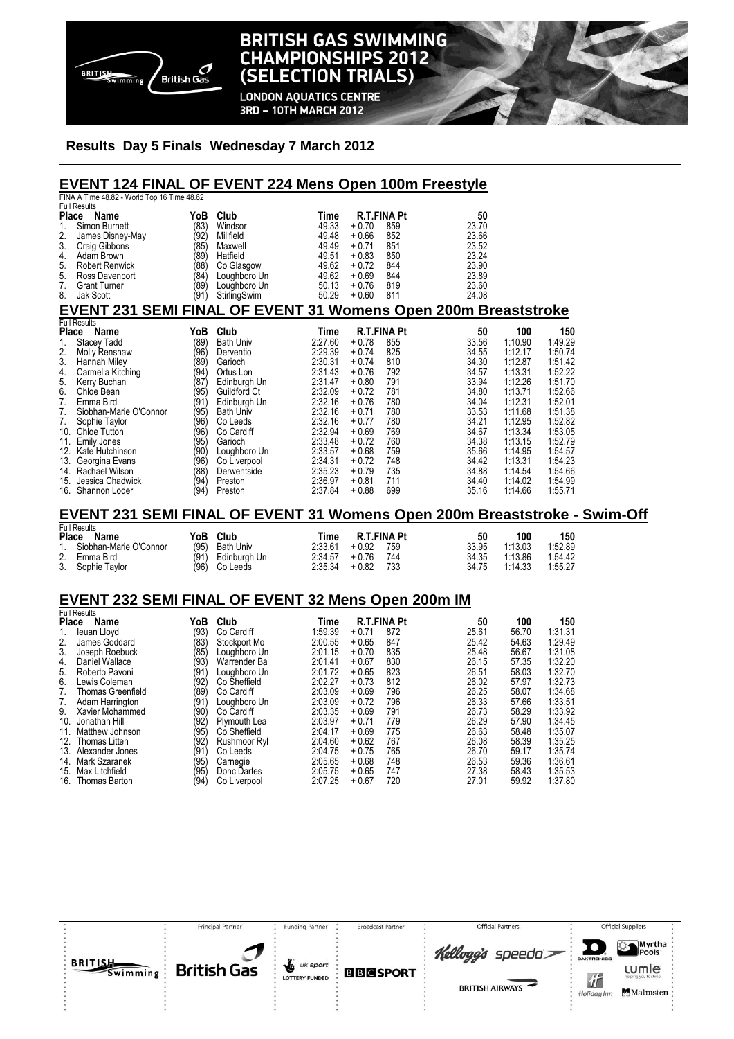**Results Day 5 Finals Wednesday 7 March 2012**

## EVENT 124 FINAL OF EVENT 224 Mens Open 100m Freestyle

FINA A Time 48.82 - World Top 16 Time 48.62

Full Results

| Place | Name | YoB | Club | Time | R.T. | FINA Pt | 50 |
|---|---|---|---|---|---|---|---|
| 1. | Simon Burnett | (83) | Windsor | 49.33 | + 0.70 | 859 | 23.70 |
| 2. | James Disney-May | (92) | Millfield | 49.48 | + 0.66 | 852 | 23.66 |
| 3. | Craig Gibbons | (85) | Maxwell | 49.49 | + 0.71 | 851 | 23.52 |
| 4. | Adam Brown | (89) | Hatfield | 49.51 | + 0.83 | 850 | 23.24 |
| 5. | Robert Renwick | (88) | Co Glasgow | 49.62 | + 0.72 | 844 | 23.90 |
| 5. | Ross Davenport | (84) | Loughboro Un | 49.62 | + 0.69 | 844 | 23.89 |
| 7. | Grant Turner | (89) | Loughboro Un | 50.13 | + 0.76 | 819 | 23.60 |
| 8. | Jak Scott | (91) | StirlingSwim | 50.29 | + 0.60 | 811 | 24.08 |

## EVENT 231 SEMI FINAL OF EVENT 31 Womens Open 200m Breaststroke

Full Results

| Place | Name | YoB | Club | Time | R.T. | FINA Pt | 50 | 100 | 150 |
|---|---|---|---|---|---|---|---|---|---|
| 1. | Stacey Tadd | (89) | Bath Univ | 2:27.60 | + 0.78 | 855 | 33.56 | 1:10.90 | 1:49.29 |
| 2. | Molly Renshaw | (96) | Derventio | 2:29.39 | + 0.74 | 825 | 34.55 | 1:12.17 | 1:50.74 |
| 3. | Hannah Miley | (89) | Garioch | 2:30.31 | + 0.74 | 810 | 34.30 | 1:12.87 | 1:51.42 |
| 4. | Carmella Kitching | (94) | Ortus Lon | 2:31.43 | + 0.76 | 792 | 34.57 | 1:13.31 | 1:52.22 |
| 5. | Kerry Buchan | (87) | Edinburgh Un | 2:31.47 | + 0.80 | 791 | 33.94 | 1:12.26 | 1:51.70 |
| 6. | Chloe Bean | (95) | Guildford Ct | 2:32.09 | + 0.72 | 781 | 34.80 | 1:13.71 | 1:52.66 |
| 7. | Emma Bird | (91) | Edinburgh Un | 2:32.16 | + 0.76 | 780 | 34.04 | 1:12.31 | 1:52.01 |
| 7. | Siobhan-Marie O'Connor | (95) | Bath Univ | 2:32.16 | + 0.71 | 780 | 33.53 | 1:11.68 | 1:51.38 |
| 7. | Sophie Taylor | (96) | Co Leeds | 2:32.16 | + 0.77 | 780 | 34.21 | 1:12.95 | 1:52.82 |
| 10. | Chloe Tutton | (96) | Co Cardiff | 2:32.94 | + 0.69 | 769 | 34.67 | 1:13.34 | 1:53.05 |
| 11. | Emily Jones | (95) | Garioch | 2:33.48 | + 0.72 | 760 | 34.38 | 1:13.15 | 1:52.79 |
| 12. | Kate Hutchinson | (90) | Loughboro Un | 2:33.57 | + 0.68 | 759 | 35.66 | 1:14.95 | 1:54.57 |
| 13. | Georgina Evans | (96) | Co Liverpool | 2:34.31 | + 0.72 | 748 | 34.42 | 1:13.31 | 1:54.23 |
| 14. | Rachael Wilson | (88) | Derwentside | 2:35.23 | + 0.79 | 735 | 34.88 | 1:14.54 | 1:54.66 |
| 15. | Jessica Chadwick | (94) | Preston | 2:36.97 | + 0.81 | 711 | 34.40 | 1:14.02 | 1:54.99 |
| 16. | Shannon Loder | (94) | Preston | 2:37.84 | + 0.88 | 699 | 35.16 | 1:14.66 | 1:55.71 |

## EVENT 231 SEMI FINAL OF EVENT 31 Womens Open 200m Breaststroke - Swim-Off

Full Results

| Place | Name | YoB | Club | Time | R.T. | FINA Pt | 50 | 100 | 150 |
|---|---|---|---|---|---|---|---|---|---|
| 1. | Siobhan-Marie O'Connor | (95) | Bath Univ | 2:33.61 | + 0.92 | 759 | 33.95 | 1:13.03 | 1:52.89 |
| 2. | Emma Bird | (91) | Edinburgh Un | 2:34.57 | + 0.76 | 744 | 34.35 | 1:13.86 | 1:54.42 |
| 3. | Sophie Taylor | (96) | Co Leeds | 2:35.34 | + 0.82 | 733 | 34.75 | 1:14.33 | 1:55.27 |

## EVENT 232 SEMI FINAL OF EVENT 32 Mens Open 200m IM

Full Results

| Place | Name | YoB | Club | Time | R.T. | FINA Pt | 50 | 100 | 150 |
|---|---|---|---|---|---|---|---|---|---|
| 1. | Ieuan Lloyd | (93) | Co Cardiff | 1:59.39 | + 0.71 | 872 | 25.61 | 56.70 | 1:31.31 |
| 2. | James Goddard | (83) | Stockport Mo | 2:00.55 | + 0.65 | 847 | 25.42 | 54.63 | 1:29.49 |
| 3. | Joseph Roebuck | (85) | Loughboro Un | 2:01.15 | + 0.70 | 835 | 25.48 | 56.67 | 1:31.08 |
| 4. | Daniel Wallace | (93) | Warrender Ba | 2:01.41 | + 0.67 | 830 | 26.15 | 57.35 | 1:32.20 |
| 5. | Roberto Pavoni | (91) | Loughboro Un | 2:01.72 | + 0.65 | 823 | 26.51 | 58.03 | 1:32.70 |
| 6. | Lewis Coleman | (92) | Co Sheffield | 2:02.27 | + 0.73 | 812 | 26.02 | 57.97 | 1:32.73 |
| 7. | Thomas Greenfield | (89) | Co Cardiff | 2:03.09 | + 0.69 | 796 | 26.25 | 58.07 | 1:34.68 |
| 7. | Adam Harrington | (91) | Loughboro Un | 2:03.09 | + 0.72 | 796 | 26.33 | 57.66 | 1:33.51 |
| 9. | Xavier Mohammed | (90) | Co Cardiff | 2:03.35 | + 0.69 | 791 | 26.73 | 58.29 | 1:33.92 |
| 10. | Jonathan Hill | (92) | Plymouth Lea | 2:03.97 | + 0.71 | 779 | 26.29 | 57.90 | 1:34.45 |
| 11. | Matthew Johnson | (95) | Co Sheffield | 2:04.17 | + 0.69 | 775 | 26.63 | 58.48 | 1:35.07 |
| 12. | Thomas Litten | (92) | Rushmoor Ryl | 2:04.60 | + 0.62 | 767 | 26.08 | 58.39 | 1:35.25 |
| 13. | Alexander Jones | (91) | Co Leeds | 2:04.75 | + 0.75 | 765 | 26.70 | 59.17 | 1:35.74 |
| 14. | Mark Szaranek | (95) | Carnegie | 2:05.65 | + 0.68 | 748 | 26.53 | 59.36 | 1:36.61 |
| 15. | Max Litchfield | (95) | Donc Dartes | 2:05.75 | + 0.65 | 747 | 27.38 | 58.43 | 1:35.53 |
| 16. | Thomas Barton | (94) | Co Liverpool | 2:07.25 | + 0.67 | 720 | 27.01 | 59.92 | 1:37.80 |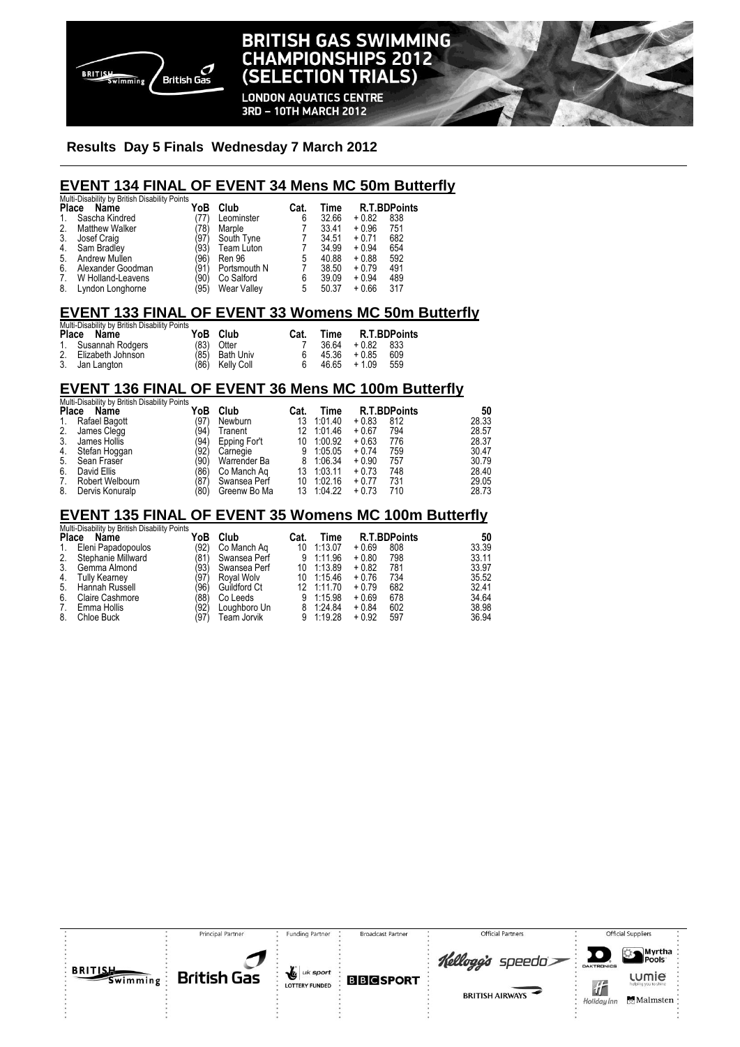**Results Day 5 Finals Wednesday 7 March 2012**

## EVENT 134 FINAL OF EVENT 34 Mens MC 50m Butterfly

Multi-Disability by British Disability Points

| Place | Name | YoB | Club | Cat. | Time | R.T. | BDPoints |
|---|---|---|---|---|---|---|---|
| 1. | Sascha Kindred | (77) | Leominster | 6 | 32.66 | + 0.82 | 838 |
| 2. | Matthew Walker | (78) | Marple | 7 | 33.41 | + 0.96 | 751 |
| 3. | Josef Craig | (97) | South Tyne | 7 | 34.51 | + 0.71 | 682 |
| 4. | Sam Bradley | (93) | Team Luton | 7 | 34.99 | + 0.94 | 654 |
| 5. | Andrew Mullen | (96) | Ren 96 | 5 | 40.88 | + 0.88 | 592 |
| 6. | Alexander Goodman | (91) | Portsmouth N | 7 | 38.50 | + 0.79 | 491 |
| 7. | W Holland-Leavens | (90) | Co Salford | 6 | 39.09 | + 0.94 | 489 |
| 8. | Lyndon Longhorne | (95) | Wear Valley | 5 | 50.37 | + 0.66 | 317 |

## EVENT 133 FINAL OF EVENT 33 Womens MC 50m Butterfly

Multi-Disability by British Disability Points

| Place | Name | YoB | Club | Cat. | Time | R.T. | BDPoints |
|---|---|---|---|---|---|---|---|
| 1. | Susannah Rodgers | (83) | Otter | 7 | 36.64 | + 0.82 | 833 |
| 2. | Elizabeth Johnson | (85) | Bath Univ | 6 | 45.36 | + 0.85 | 609 |
| 3. | Jan Langton | (86) | Kelly Coll | 6 | 46.65 | + 1.09 | 559 |

## EVENT 136 FINAL OF EVENT 36 Mens MC 100m Butterfly

Multi-Disability by British Disability Points

| Place | Name | YoB | Club | Cat. | Time | R.T. | BDPoints | 50 |
|---|---|---|---|---|---|---|---|---|
| 1. | Rafael Bagott | (97) | Newburn | 13 | 1:01.40 | + 0.83 | 812 | 28.33 |
| 2. | James Clegg | (94) | Tranent | 12 | 1:01.46 | + 0.67 | 794 | 28.57 |
| 3. | James Hollis | (94) | Epping For't | 10 | 1:00.92 | + 0.63 | 776 | 28.37 |
| 4. | Stefan Hoggan | (92) | Carnegie | 9 | 1:05.05 | + 0.74 | 759 | 30.47 |
| 5. | Sean Fraser | (90) | Warrender Ba | 8 | 1:06.34 | + 0.90 | 757 | 30.79 |
| 6. | David Ellis | (86) | Co Manch Aq | 13 | 1:03.11 | + 0.73 | 748 | 28.40 |
| 7. | Robert Welbourn | (87) | Swansea Perf | 10 | 1:02.16 | + 0.77 | 731 | 29.05 |
| 8. | Dervis Konuralp | (80) | Greenw Bo Ma | 13 | 1:04.22 | + 0.73 | 710 | 28.73 |

## EVENT 135 FINAL OF EVENT 35 Womens MC 100m Butterfly

Multi-Disability by British Disability Points

| Place | Name | YoB | Club | Cat. | Time | R.T. | BDPoints | 50 |
|---|---|---|---|---|---|---|---|---|
| 1. | Eleni Papadopoulos | (92) | Co Manch Aq | 10 | 1:13.07 | + 0.69 | 808 | 33.39 |
| 2. | Stephanie Millward | (81) | Swansea Perf | 9 | 1:11.96 | + 0.80 | 798 | 33.11 |
| 3. | Gemma Almond | (93) | Swansea Perf | 10 | 1:13.89 | + 0.82 | 781 | 33.97 |
| 4. | Tully Kearney | (97) | Royal Wolv | 10 | 1:15.46 | + 0.76 | 734 | 35.52 |
| 5. | Hannah Russell | (96) | Guildford Ct | 12 | 1:11.70 | + 0.79 | 682 | 32.41 |
| 6. | Claire Cashmore | (88) | Co Leeds | 9 | 1:15.98 | + 0.69 | 678 | 34.64 |
| 7. | Emma Hollis | (92) | Loughboro Un | 8 | 1:24.84 | + 0.84 | 602 | 38.98 |
| 8. | Chloe Buck | (97) | Team Jorvik | 9 | 1:19.28 | + 0.92 | 597 | 36.94 |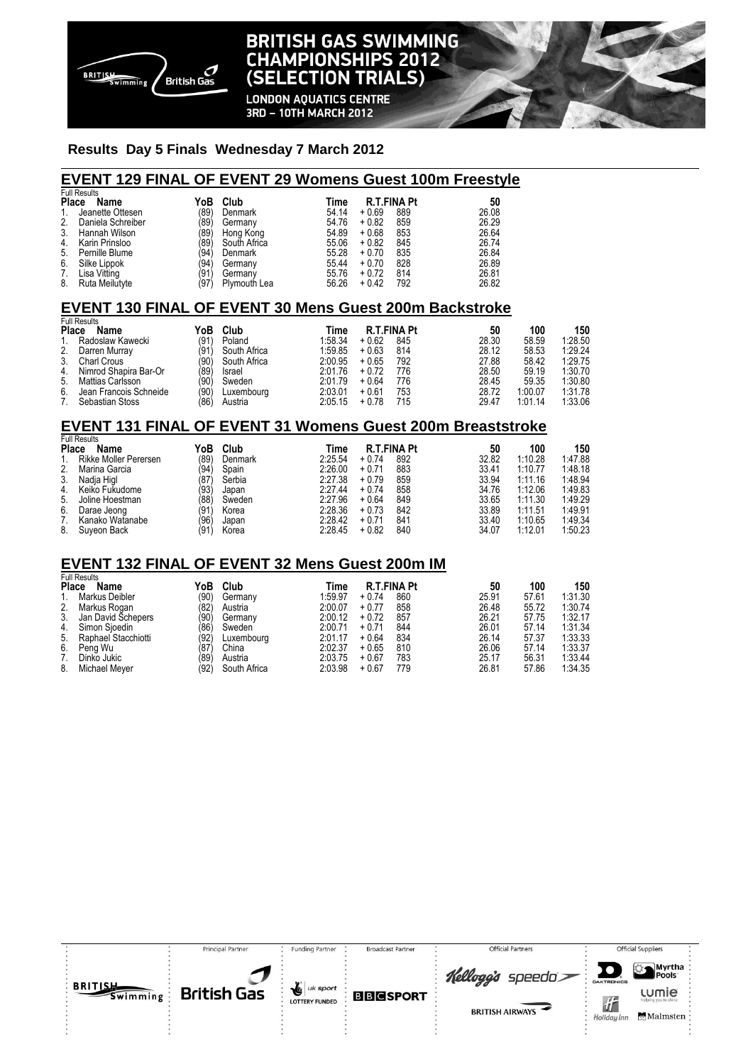# BRITISH GAS SWIMMING CHAMPIONSHIPS 2012 (SELECTION TRIALS)

LONDON AQUATICS CENTRE
3RD – 10TH MARCH 2012

## Results Day 5 Finals Wednesday 7 March 2012

### EVENT 129 FINAL OF EVENT 29 Womens Guest 100m Freestyle

Full Results

| Place | Name | YoB | Club | Time | R.T. | FINA Pt | 50 |
|---|---|---|---|---|---|---|---|
| 1. | Jeanette Ottesen | (89) | Denmark | 54.14 | + 0.69 | 889 | 26.08 |
| 2. | Daniela Schreiber | (89) | Germany | 54.76 | + 0.82 | 859 | 26.29 |
| 3. | Hannah Wilson | (89) | Hong Kong | 54.89 | + 0.68 | 853 | 26.64 |
| 4. | Karin Prinsloo | (89) | South Africa | 55.06 | + 0.82 | 845 | 26.74 |
| 5. | Pernille Blume | (94) | Denmark | 55.28 | + 0.70 | 835 | 26.84 |
| 6. | Silke Lippok | (94) | Germany | 55.44 | + 0.70 | 828 | 26.89 |
| 7. | Lisa Vitting | (91) | Germany | 55.76 | + 0.72 | 814 | 26.81 |
| 8. | Ruta Meilutyte | (97) | Plymouth Lea | 56.26 | + 0.42 | 792 | 26.82 |

### EVENT 130 FINAL OF EVENT 30 Mens Guest 200m Backstroke

Full Results

| Place | Name | YoB | Club | Time | R.T. | FINA Pt | 50 | 100 | 150 |
|---|---|---|---|---|---|---|---|---|---|
| 1. | Radoslaw Kawecki | (91) | Poland | 1:58.34 | + 0.62 | 845 | 28.30 | 58.59 | 1:28.50 |
| 2. | Darren Murray | (91) | South Africa | 1:59.85 | + 0.63 | 814 | 28.12 | 58.53 | 1:29.24 |
| 3. | Charl Crous | (90) | South Africa | 2:00.95 | + 0.65 | 792 | 27.88 | 58.42 | 1:29.75 |
| 4. | Nimrod Shapira Bar-Or | (89) | Israel | 2:01.76 | + 0.72 | 776 | 28.50 | 59.19 | 1:30.70 |
| 5. | Mattias Carlsson | (90) | Sweden | 2:01.79 | + 0.64 | 776 | 28.45 | 59.35 | 1:30.80 |
| 6. | Jean Francois Schneide | (90) | Luxembourg | 2:03.01 | + 0.61 | 753 | 28.72 | 1:00.07 | 1:31.78 |
| 7. | Sebastian Stoss | (86) | Austria | 2:05.15 | + 0.78 | 715 | 29.47 | 1:01.14 | 1:33.06 |

### EVENT 131 FINAL OF EVENT 31 Womens Guest 200m Breaststroke

Full Results

| Place | Name | YoB | Club | Time | R.T. | FINA Pt | 50 | 100 | 150 |
|---|---|---|---|---|---|---|---|---|---|
| 1. | Rikke Moller Perersen | (89) | Denmark | 2:25.54 | + 0.74 | 892 | 32.82 | 1:10.28 | 1:47.88 |
| 2. | Marina Garcia | (94) | Spain | 2:26.00 | + 0.71 | 883 | 33.41 | 1:10.77 | 1:48.18 |
| 3. | Nadja Higl | (87) | Serbia | 2:27.38 | + 0.79 | 859 | 33.94 | 1:11.16 | 1:48.94 |
| 4. | Keiko Fukudome | (93) | Japan | 2:27.44 | + 0.74 | 858 | 34.76 | 1:12.06 | 1:49.83 |
| 5. | Joline Hoestman | (88) | Sweden | 2:27.96 | + 0.64 | 849 | 33.65 | 1:11.30 | 1:49.29 |
| 6. | Darae Jeong | (91) | Korea | 2:28.36 | + 0.73 | 842 | 33.89 | 1:11.51 | 1:49.91 |
| 7. | Kanako Watanabe | (96) | Japan | 2:28.42 | + 0.71 | 841 | 33.40 | 1:10.65 | 1:49.34 |
| 8. | Suyeon Back | (91) | Korea | 2:28.45 | + 0.82 | 840 | 34.07 | 1:12.01 | 1:50.23 |

### EVENT 132 FINAL OF EVENT 32 Mens Guest 200m IM

Full Results

| Place | Name | YoB | Club | Time | R.T. | FINA Pt | 50 | 100 | 150 |
|---|---|---|---|---|---|---|---|---|---|
| 1. | Markus Deibler | (90) | Germany | 1:59.97 | + 0.74 | 860 | 25.91 | 57.61 | 1:31.30 |
| 2. | Markus Rogan | (82) | Austria | 2:00.07 | + 0.77 | 858 | 26.48 | 55.72 | 1:30.74 |
| 3. | Jan David Schepers | (90) | Germany | 2:00.12 | + 0.72 | 857 | 26.21 | 57.75 | 1:32.17 |
| 4. | Simon Sjoedin | (86) | Sweden | 2:00.71 | + 0.71 | 844 | 26.01 | 57.14 | 1:31.34 |
| 5. | Raphael Stacchiotti | (92) | Luxembourg | 2:01.17 | + 0.64 | 834 | 26.14 | 57.37 | 1:33.33 |
| 6. | Peng Wu | (87) | China | 2:02.37 | + 0.65 | 810 | 26.06 | 57.14 | 1:33.37 |
| 7. | Dinko Jukic | (89) | Austria | 2:03.75 | + 0.67 | 783 | 25.17 | 56.31 | 1:33.44 |
| 8. | Michael Meyer | (92) | South Africa | 2:03.98 | + 0.67 | 779 | 26.81 | 57.86 | 1:34.35 |

Principal Partner: British Gas | Funding Partner: UK Sport Lottery Funded | Broadcast Partner: BBC Sport | Official Partners: Kellogg's, Speedo, British Airways | Official Suppliers: Daktronics, Myrtha Pools, Lumie, Holiday Inn, Malmsten